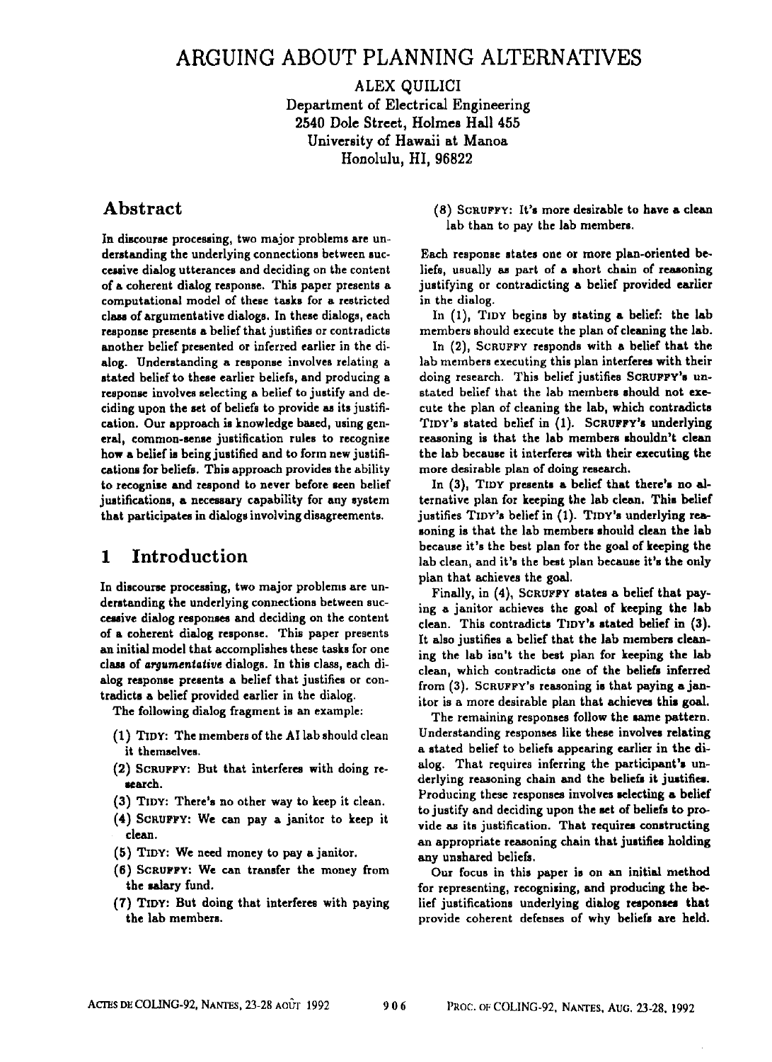# ARGUING ABOUT PLANNING ALTERNATIVES

ALEX QUILICI
Department of Electrical Engineering
2540 Dole Street, Holmes Hall 455
University of Hawaii at Manoa
Honolulu, HI, 96822

## Abstract

In discourse processing, two major problems are understanding the underlying connections between successive dialog utterances and deciding on the content of a coherent dialog response. This paper presents a computational model of these tasks for a restricted class of argumentative dialogs. In these dialogs, each response presents a belief that justifies or contradicts another belief presented or inferred earlier in the dialog. Understanding a response involves relating a stated belief to these earlier beliefs, and producing a response involves selecting a belief to justify and deciding upon the set of beliefs to provide as its justification. Our approach is knowledge based, using general, common-sense justification rules to recognize how a belief is being justified and to form new justifications for beliefs. This approach provides the ability to recognize and respond to never before seen belief justifications, a necessary capability for any system that participates in dialogs involving disagreements.

## 1 Introduction

In discourse processing, two major problems are understanding the underlying connections between successive dialog responses and deciding on the content of a coherent dialog response. This paper presents an initial model that accomplishes these tasks for one class of *argumentative* dialogs. In this class, each dialog response presents a belief that justifies or contradicts a belief provided earlier in the dialog.

The following dialog fragment is an example:

(1) TIDY: The members of the AI lab should clean it themselves.

(2) SCRUFFY: But that interferes with doing research.

(3) TIDY: There's no other way to keep it clean.

(4) SCRUFFY: We can pay a janitor to keep it clean.

(5) TIDY: We need money to pay a janitor.

(6) SCRUFFY: We can transfer the money from the salary fund.

(7) TIDY: But doing that interferes with paying the lab members.

(8) SCRUFFY: It's more desirable to have a clean lab than to pay the lab members.

Each response states one or more plan-oriented beliefs, usually as part of a short chain of reasoning justifying or contradicting a belief provided earlier in the dialog.

In (1), TIDY begins by stating a belief: the lab members should execute the plan of cleaning the lab.

In (2), SCRUFFY responds with a belief that the lab members executing this plan interferes with their doing research. This belief justifies SCRUFFY's unstated belief that the lab members should not execute the plan of cleaning the lab, which contradicts TIDY's stated belief in (1). SCRUFFY's underlying reasoning is that the lab members shouldn't clean the lab because it interferes with their executing the more desirable plan of doing research.

In (3), TIDY presents a belief that there's no alternative plan for keeping the lab clean. This belief justifies TIDY's belief in (1). TIDY's underlying reasoning is that the lab members should clean the lab because it's the best plan for the goal of keeping the lab clean, and it's the best plan because it's the only plan that achieves the goal.

Finally, in (4), SCRUFFY states a belief that paying a janitor achieves the goal of keeping the lab clean. This contradicts TIDY's stated belief in (3). It also justifies a belief that the lab members cleaning the lab isn't the best plan for keeping the lab clean, which contradicts one of the beliefs inferred from (3). SCRUFFY's reasoning is that paying a janitor is a more desirable plan that achieves this goal.

The remaining responses follow the same pattern. Understanding responses like these involves relating a stated belief to beliefs appearing earlier in the dialog. That requires inferring the participant's underlying reasoning chain and the beliefs it justifies. Producing these responses involves selecting a belief to justify and deciding upon the set of beliefs to provide as its justification. That requires constructing an appropriate reasoning chain that justifies holding any unshared beliefs.

Our focus in this paper is on an initial method for representing, recognizing, and producing the belief justifications underlying dialog responses that provide coherent defenses of why beliefs are held.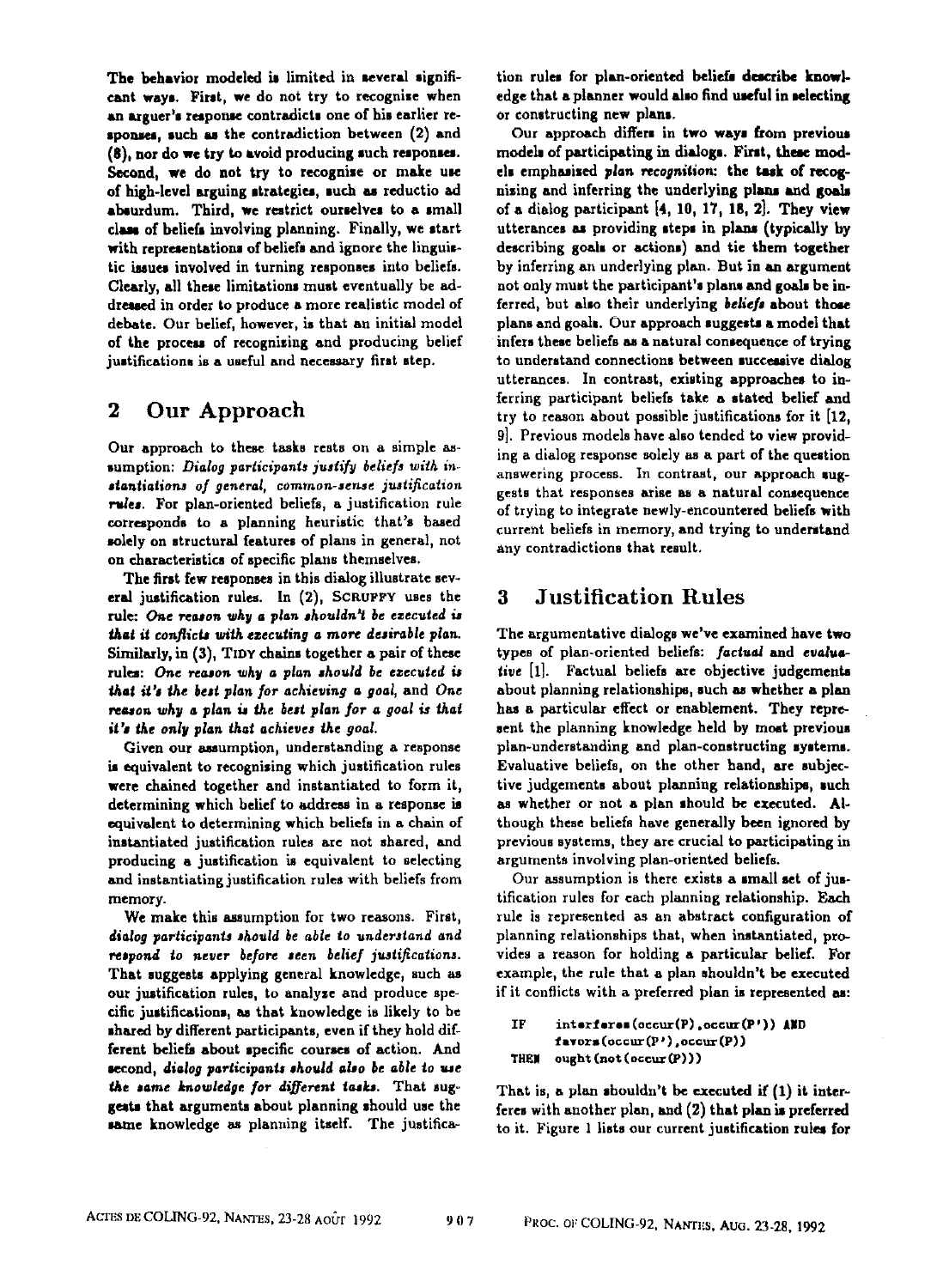The behavior modeled is limited in several significant ways. First, we do not try to recognize when an arguer's response contradicts one of his earlier responses, such as the contradiction between (2) and (8), nor do we try to avoid producing such responses. Second, we do not try to recognize or make use of high-level arguing strategies, such as reductio ad absurdum. Third, we restrict ourselves to a small class of beliefs involving planning. Finally, we start with representations of beliefs and ignore the linguistic issues involved in turning responses into beliefs. Clearly, all these limitations must eventually be addressed in order to produce a more realistic model of debate. Our belief, however, is that an initial model of the process of recognizing and producing belief justifications is a useful and necessary first step.

## 2 Our Approach

Our approach to these tasks rests on a simple assumption: *Dialog participants justify beliefs with instantiations of general, common-sense justification rules.* For plan-oriented beliefs, a justification rule corresponds to a planning heuristic that's based solely on structural features of plans in general, not on characteristics of specific plans themselves.

The first few responses in this dialog illustrate several justification rules. In (2), SCRUFFY uses the rule: *One reason why a plan shouldn't be executed is that it conflicts with executing a more desirable plan.* Similarly, in (3), TIDY chains together a pair of these rules: *One reason why a plan should be executed is that it's the best plan for achieving a goal,* and *One reason why a plan is the best plan for a goal is that it's the only plan that achieves the goal.*

Given our assumption, understanding a response is equivalent to recognizing which justification rules were chained together and instantiated to form it, determining which belief to address in a response is equivalent to determining which beliefs in a chain of instantiated justification rules are not shared, and producing a justification is equivalent to selecting and instantiating justification rules with beliefs from memory.

We make this assumption for two reasons. First, *dialog participants should be able to understand and respond to never before seen belief justifications.* That suggests applying general knowledge, such as our justification rules, to analyze and produce specific justifications, as that knowledge is likely to be shared by different participants, even if they hold different beliefs about specific courses of action. And second, *dialog participants should also be able to use the same knowledge for different tasks.* That suggests that arguments about planning should use the same knowledge as planning itself. The justification rules for plan-oriented beliefs describe knowledge that a planner would also find useful in selecting or constructing new plans.

Our approach differs in two ways from previous models of participating in dialogs. First, these models emphasized *plan recognition*: the task of recognizing and inferring the underlying plans and goals of a dialog participant [4, 10, 17, 18, 2]. They view utterances as providing steps in plans (typically by describing goals or actions) and tie them together by inferring an underlying plan. But in an argument not only must the participant's plans and goals be inferred, but also their underlying *beliefs* about those plans and goals. Our approach suggests a model that infers these beliefs as a natural consequence of trying to understand connections between successive dialog utterances. In contrast, existing approaches to inferring participant beliefs take a stated belief and try to reason about possible justifications for it [12, 9]. Previous models have also tended to view providing a dialog response solely as a part of the question answering process. In contrast, our approach suggests that responses arise as a natural consequence of trying to integrate newly-encountered beliefs with current beliefs in memory, and trying to understand any contradictions that result.

## 3 Justification Rules

The argumentative dialogs we've examined have two types of plan-oriented beliefs: *factual* and *evaluative* [1]. Factual beliefs are objective judgements about planning relationships, such as whether a plan has a particular effect or enablement. They represent the planning knowledge held by most previous plan-understanding and plan-constructing systems. Evaluative beliefs, on the other hand, are subjective judgements about planning relationships, such as whether or not a plan should be executed. Although these beliefs have generally been ignored by previous systems, they are crucial to participating in arguments involving plan-oriented beliefs.

Our assumption is there exists a small set of justification rules for each planning relationship. Each rule is represented as an abstract configuration of planning relationships that, when instantiated, provides a reason for holding a particular belief. For example, the rule that a plan shouldn't be executed if it conflicts with a preferred plan is represented as:

```
IF     interferes(occur(P),occur(P')) AND
       favors(occur(P'),occur(P))
THEN   ought(not(occur(P)))
```

That is, a plan shouldn't be executed if (1) it interferes with another plan, and (2) that plan is preferred to it. Figure 1 lists our current justification rules for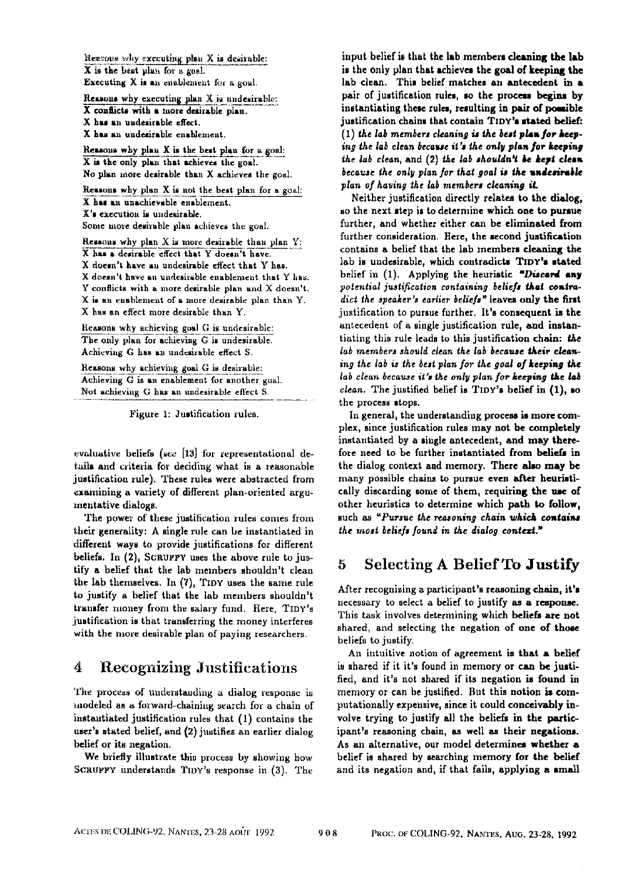Reasons why executing plan X is desirable:
X is the best plan for a goal.
Executing X is an enablement for a goal.

Reasons why executing plan X is undesirable:
X conflicts with a more desirable plan.
X has an undesirable effect.
X has an undesirable enablement.

Reasons why plan X is the best plan for a goal:
X is the only plan that achieves the goal.
No plan more desirable than X achieves the goal.

Reasons why plan X is not the best plan for a goal:
X has an unachievable enablement.
X's execution is undesirable.
Some more desirable plan achieves the goal.

Reasons why plan X is more desirable than plan Y:
X has a desirable effect that Y doesn't have.
X doesn't have an undesirable effect that Y has.
X doesn't have an undesirable enablement that Y has.
Y conflicts with a more desirable plan and X doesn't.
X is an enablement of a more desirable plan than Y.
X has an effect more desirable than Y.

Reasons why achieving goal G is undesirable:
The only plan for achieving G is undesirable.
Achieving G has an undesirable effect S.

Reasons why achieving goal G is desirable:
Achieving G is an enablement for another goal.
Not achieving G has an undesirable effect S.

Figure 1: Justification rules.

evaluative beliefs (see [13] for representational details and criteria for deciding what is a reasonable justification rule). These rules were abstracted from examining a variety of different plan-oriented argumentative dialogs.

The power of these justification rules comes from their generality: A single rule can be instantiated in different ways to provide justifications for different beliefs. In (2), SCRUFFY uses the above rule to justify a belief that the lab members shouldn't clean the lab themselves. In (7), TIDY uses the same rule to justify a belief that the lab members shouldn't transfer money from the salary fund. Here, TIDY's justification is that transferring the money interferes with the more desirable plan of paying researchers.

## 4 Recognizing Justifications

The process of understanding a dialog response is modeled as a forward-chaining search for a chain of instantiated justification rules that (1) contains the user's stated belief, and (2) justifies an earlier dialog belief or its negation.

We briefly illustrate this process by showing how SCRUFFY understands TIDY's response in (3). The input belief is that the lab members cleaning the lab is the only plan that achieves the goal of keeping the lab clean. This belief matches an antecedent in a pair of justification rules, so the process begins by instantiating these rules, resulting in pair of possible justification chains that contain TIDY's stated belief: (1) *the lab members cleaning is the best plan for keeping the lab clean because it's the only plan for keeping the lab clean*, and (2) *the lab shouldn't be kept clean because the only plan for that goal is the undesirable plan of having the lab members cleaning it.*

Neither justification directly relates to the dialog, so the next step is to determine which one to pursue further, and whether either can be eliminated from further consideration. Here, the second justification contains a belief that the lab members cleaning the lab is undesirable, which contradicts TIDY's stated belief in (1). Applying the heuristic *"Discard any potential justification containing beliefs that contradict the speaker's earlier beliefs"* leaves only the first justification to pursue further. It's consequent is the antecedent of a single justification rule, and instantiating this rule leads to this justification chain: *the lab members should clean the lab because their cleaning the lab is the best plan for the goal of keeping the lab clean because it's the only plan for keeping the lab clean.* The justified belief is TIDY's belief in (1), so the process stops.

In general, the understanding process is more complex, since justification rules may not be completely instantiated by a single antecedent, and may therefore need to be further instantiated from beliefs in the dialog context and memory. There also may be many possible chains to pursue even after heuristically discarding some of them, requiring the use of other heuristics to determine which path to follow, such as *"Pursue the reasoning chain which contains the most beliefs found in the dialog context."*

## 5 Selecting A Belief To Justify

After recognizing a participant's reasoning chain, it's necessary to select a belief to justify as a response. This task involves determining which beliefs are not shared, and selecting the negation of one of those beliefs to justify.

An intuitive notion of agreement is that a belief is shared if it it's found in memory or can be justified, and it's not shared if its negation is found in memory or can be justified. But this notion is computationally expensive, since it could conceivably involve trying to justify all the beliefs in the participant's reasoning chain, as well as their negations. As an alternative, our model determines whether a belief is shared by searching memory for the belief and its negation and, if that fails, applying a small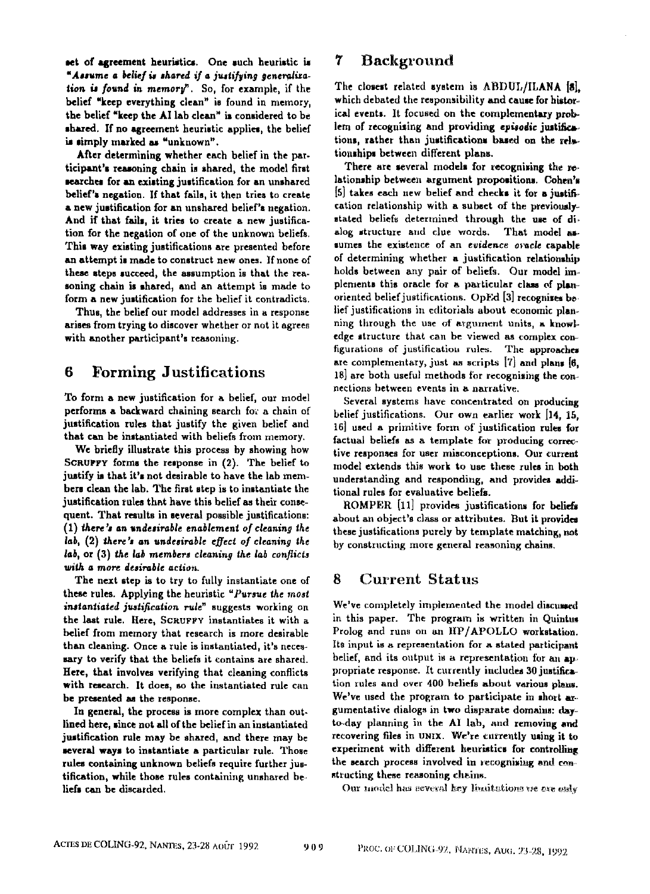set of agreement heuristics. One such heuristic is *"Assume a belief is shared if a justifying generalization is found in memory"*. So, for example, if the belief "keep everything clean" is found in memory, the belief "keep the AI lab clean" is considered to be shared. If no agreement heuristic applies, the belief is simply marked as "unknown".

After determining whether each belief in the participant's reasoning chain is shared, the model first searches for an existing justification for an unshared belief's negation. If that fails, it then tries to create a new justification for an unshared belief's negation. And if that fails, it tries to create a new justification for the negation of one of the unknown beliefs. This way existing justifications are presented before an attempt is made to construct new ones. If none of these steps succeed, the assumption is that the reasoning chain is shared, and an attempt is made to form a new justification for the belief it contradicts.

Thus, the belief our model addresses in a response arises from trying to discover whether or not it agrees with another participant's reasoning.

# 6 Forming Justifications

To form a new justification for a belief, our model performs a backward chaining search for a chain of justification rules that justify the given belief and that can be instantiated with beliefs from memory.

We briefly illustrate this process by showing how SCRUFFY forms the response in (2). The belief to justify is that it's not desirable to have the lab members clean the lab. The first step is to instantiate the justification rules that have this belief as their consequent. That results in several possible justifications: (1) *there's an undesirable enablement of cleaning the lab*, (2) *there's an undesirable effect of cleaning the lab*, or (3) *the lab members cleaning the lab conflicts with a more desirable action.*

The next step is to try to fully instantiate one of these rules. Applying the heuristic *"Pursue the most instantiated justification rule"* suggests working on the last rule. Here, SCRUFFY instantiates it with a belief from memory that research is more desirable than cleaning. Once a rule is instantiated, it's necessary to verify that the beliefs it contains are shared. Here, that involves verifying that cleaning conflicts with research. It does, so the instantiated rule can be presented as the response.

In general, the process is more complex than outlined here, since not all of the belief in an instantiated justification rule may be shared, and there may be several ways to instantiate a particular rule. Those rules containing unknown beliefs require further justification, while those rules containing unshared beliefs can be discarded.

# 7 Background

The closest related system is ABDUL/ILANA [8], which debated the responsibility and cause for historical events. It focused on the complementary problem of recognizing and providing *episodic* justifications, rather than justifications based on the relationships between different plans.

There are several models for recognizing the relationship between argument propositions. Cohen's [5] takes each new belief and checks it for a justification relationship with a subset of the previously-stated beliefs determined through the use of dialog structure and clue words. That model assumes the existence of an *evidence oracle* capable of determining whether a justification relationship holds between any pair of beliefs. Our model implements this oracle for a particular class of plan-oriented belief justifications. OpEd [3] recognizes belief justifications in editorials about economic planning through the use of argument units, a knowledge structure that can be viewed as complex configurations of justification rules. The approaches are complementary, just as scripts [7] and plans [6, 18] are both useful methods for recognizing the connections between events in a narrative.

Several systems have concentrated on producing belief justifications. Our own earlier work [14, 15, 16] used a primitive form of justification rules for factual beliefs as a template for producing corrective responses for user misconceptions. Our current model extends this work to use these rules in both understanding and responding, and provides additional rules for evaluative beliefs.

ROMPER [11] provides justifications for beliefs about an object's class or attributes. But it provides these justifications purely by template matching, not by constructing more general reasoning chains.

# 8 Current Status

We've completely implemented the model discussed in this paper. The program is written in Quintus Prolog and runs on an HP/APOLLO workstation. Its input is a representation for a stated participant belief, and its output is a representation for an appropriate response. It currently includes 30 justification rules and over 400 beliefs about various plans. We've used the program to participate in short argumentative dialogs in two disparate domains: day-to-day planning in the AI lab, and removing and recovering files in UNIX. We're currently using it to experiment with different heuristics for controlling the search process involved in recognizing and constructing these reasoning chains.

Our model has several key limitations we are only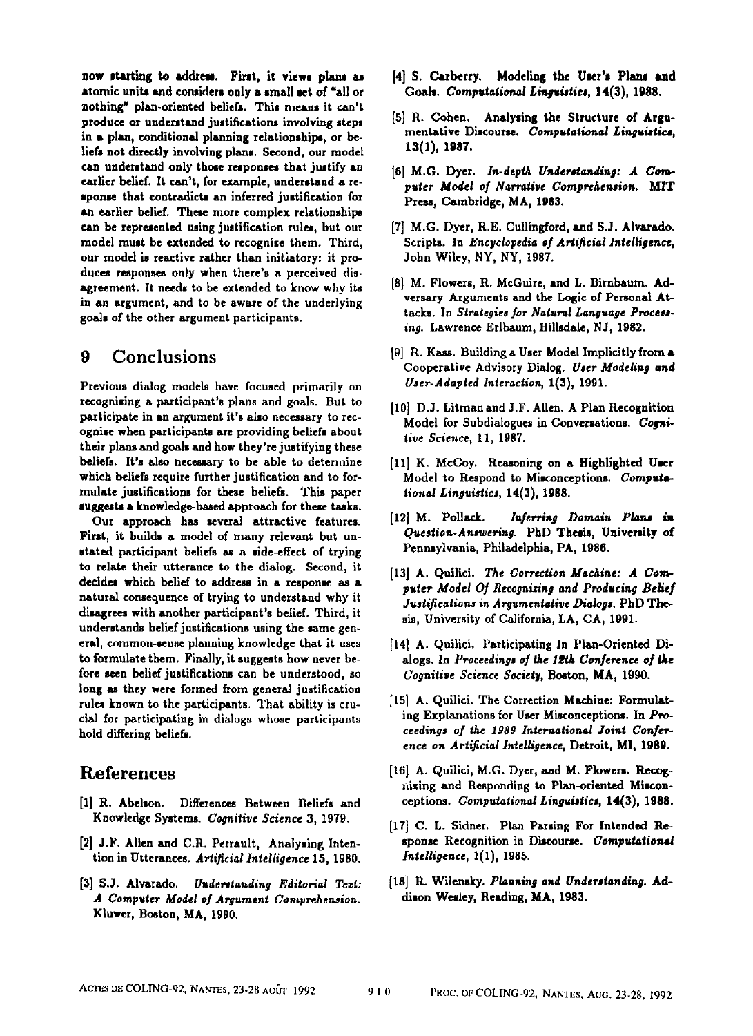now starting to address. First, it views plans as atomic units and considers only a small set of "all or nothing" plan-oriented beliefs. This means it can't produce or understand justifications involving steps in a plan, conditional planning relationships, or beliefs not directly involving plans. Second, our model can understand only those responses that justify an earlier belief. It can't, for example, understand a response that contradicts an inferred justification for an earlier belief. These more complex relationships can be represented using justification rules, but our model must be extended to recognize them. Third, our model is reactive rather than initiatory: it produces responses only when there's a perceived disagreement. It needs to be extended to know why its in an argument, and to be aware of the underlying goals of the other argument participants.

## 9 Conclusions

Previous dialog models have focused primarily on recognizing a participant's plans and goals. But to participate in an argument it's also necessary to recognize when participants are providing beliefs about their plans and goals and how they're justifying these beliefs. It's also necessary to be able to determine which beliefs require further justification and to formulate justifications for these beliefs. This paper suggests a knowledge-based approach for these tasks.

Our approach has several attractive features. First, it builds a model of many relevant but unstated participant beliefs as a side-effect of trying to relate their utterance to the dialog. Second, it decides which belief to address in a response as a natural consequence of trying to understand why it disagrees with another participant's belief. Third, it understands belief justifications using the same general, common-sense planning knowledge that it uses to formulate them. Finally, it suggests how never before seen belief justifications can be understood, so long as they were formed from general justification rules known to the participants. That ability is crucial for participating in dialogs whose participants hold differing beliefs.

## References

[1] R. Abelson. Differences Between Beliefs and Knowledge Systems. *Cognitive Science* 3, 1979.

[2] J.F. Allen and C.R. Perrault, Analyzing Intention in Utterances. *Artificial Intelligence* 15, 1980.

[3] S.J. Alvarado. *Understanding Editorial Text: A Computer Model of Argument Comprehension.* Kluwer, Boston, MA, 1990.

[4] S. Carberry. Modeling the User's Plans and Goals. *Computational Linguistics*, 14(3), 1988.

[5] R. Cohen. Analyzing the Structure of Argumentative Discourse. *Computational Linguistics*, 13(1), 1987.

[6] M.G. Dyer. *In-depth Understanding: A Computer Model of Narrative Comprehension.* MIT Press, Cambridge, MA, 1983.

[7] M.G. Dyer, R.E. Cullingford, and S.J. Alvarado. Scripts. In *Encyclopedia of Artificial Intelligence*, John Wiley, NY, NY, 1987.

[8] M. Flowers, R. McGuire, and L. Birnbaum. Adversary Arguments and the Logic of Personal Attacks. In *Strategies for Natural Language Processing*. Lawrence Erlbaum, Hillsdale, NJ, 1982.

[9] R. Kass. Building a User Model Implicitly from a Cooperative Advisory Dialog. *User Modeling and User-Adapted Interaction*, 1(3), 1991.

[10] D.J. Litman and J.F. Allen. A Plan Recognition Model for Subdialogues in Conversations. *Cognitive Science*, 11, 1987.

[11] K. McCoy. Reasoning on a Highlighted User Model to Respond to Misconceptions. *Computational Linguistics*, 14(3), 1988.

[12] M. Pollack. *Inferring Domain Plans in Question-Answering.* PhD Thesis, University of Pennsylvania, Philadelphia, PA, 1986.

[13] A. Quilici. *The Correction Machine: A Computer Model Of Recognizing and Producing Belief Justifications in Argumentative Dialogs.* PhD Thesis, University of California, LA, CA, 1991.

[14] A. Quilici. Participating In Plan-Oriented Dialogs. In *Proceedings of the 12th Conference of the Cognitive Science Society*, Boston, MA, 1990.

[15] A. Quilici. The Correction Machine: Formulating Explanations for User Misconceptions. In *Proceedings of the 1989 International Joint Conference on Artificial Intelligence*, Detroit, MI, 1989.

[16] A. Quilici, M.G. Dyer, and M. Flowers. Recognizing and Responding to Plan-oriented Misconceptions. *Computational Linguistics*, 14(3), 1988.

[17] C. L. Sidner. Plan Parsing For Intended Response Recognition in Discourse. *Computational Intelligence*, 1(1), 1985.

[18] R. Wilensky. *Planning and Understanding.* Addison Wesley, Reading, MA, 1983.